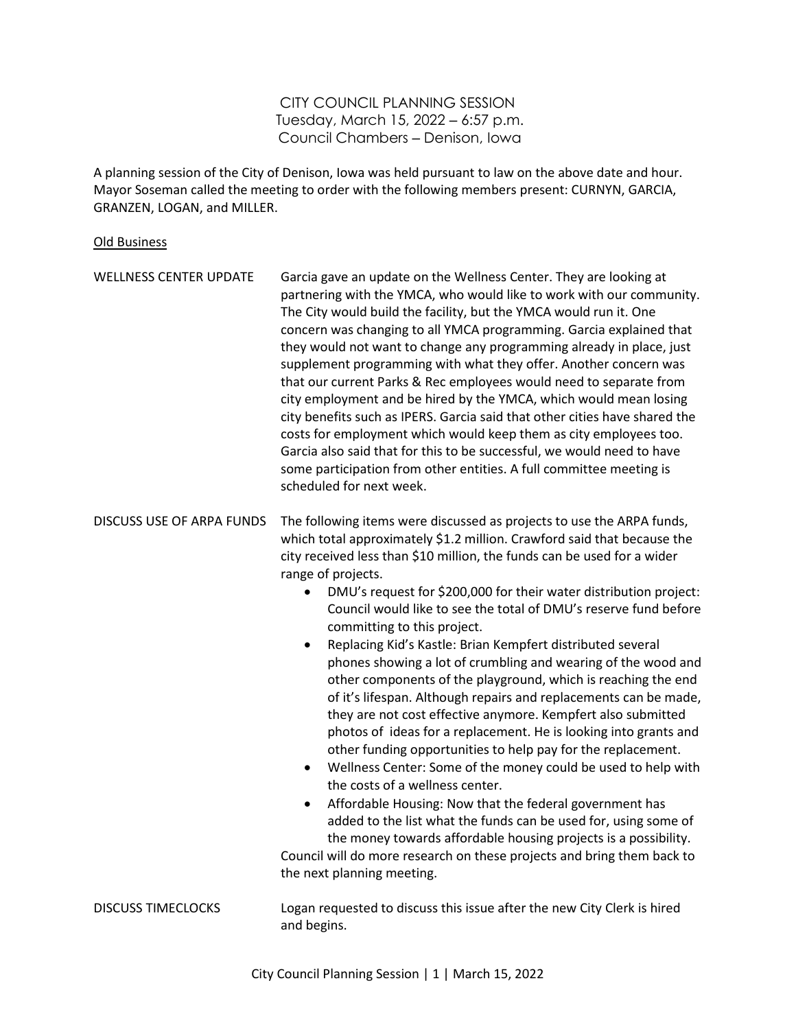CITY COUNCIL PLANNING SESSION
Tuesday, March 15, 2022 – 6:57 p.m.
Council Chambers – Denison, Iowa

A planning session of the City of Denison, Iowa was held pursuant to law on the above date and hour. Mayor Soseman called the meeting to order with the following members present: CURNYN, GARCIA, GRANZEN, LOGAN, and MILLER.

<u>Old Business</u>

**WELLNESS CENTER UPDATE**

Garcia gave an update on the Wellness Center. They are looking at partnering with the YMCA, who would like to work with our community. The City would build the facility, but the YMCA would run it. One concern was changing to all YMCA programming. Garcia explained that they would not want to change any programming already in place, just supplement programming with what they offer. Another concern was that our current Parks & Rec employees would need to separate from city employment and be hired by the YMCA, which would mean losing city benefits such as IPERS. Garcia said that other cities have shared the costs for employment which would keep them as city employees too. Garcia also said that for this to be successful, we would need to have some participation from other entities. A full committee meeting is scheduled for next week.

**DISCUSS USE OF ARPA FUNDS**

The following items were discussed as projects to use the ARPA funds, which total approximately $1.2 million. Crawford said that because the city received less than $10 million, the funds can be used for a wider range of projects.

- DMU's request for $200,000 for their water distribution project: Council would like to see the total of DMU's reserve fund before committing to this project.
- Replacing Kid's Kastle: Brian Kempfert distributed several phones showing a lot of crumbling and wearing of the wood and other components of the playground, which is reaching the end of it's lifespan. Although repairs and replacements can be made, they are not cost effective anymore. Kempfert also submitted photos of ideas for a replacement. He is looking into grants and other funding opportunities to help pay for the replacement.
- Wellness Center: Some of the money could be used to help with the costs of a wellness center.
- Affordable Housing: Now that the federal government has added to the list what the funds can be used for, using some of the money towards affordable housing projects is a possibility.

Council will do more research on these projects and bring them back to the next planning meeting.

**DISCUSS TIMECLOCKS**

Logan requested to discuss this issue after the new City Clerk is hired and begins.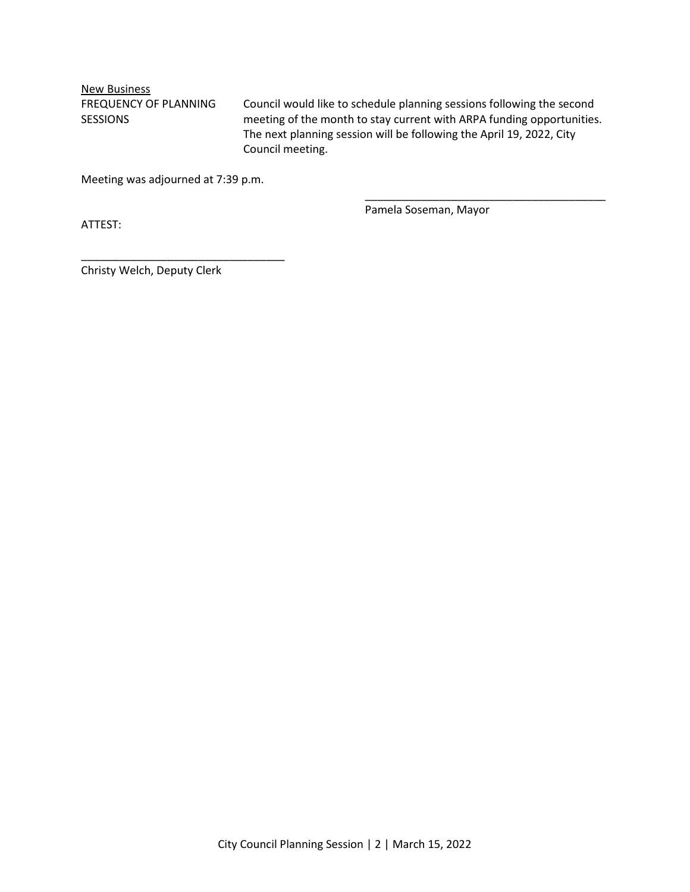<u>New Business</u>

| | |
|---|---|
| FREQUENCY OF PLANNING SESSIONS | Council would like to schedule planning sessions following the second meeting of the month to stay current with ARPA funding opportunities. The next planning session will be following the April 19, 2022, City Council meeting. |

Meeting was adjourned at 7:39 p.m.

\_\_\_\_\_\_\_\_\_\_\_\_\_\_\_\_\_\_\_\_\_\_\_\_\_\_\_\_\_\_\_\_\_\_\_\_\_\_\_\_

Pamela Soseman, Mayor

ATTEST:

\_\_\_\_\_\_\_\_\_\_\_\_\_\_\_\_\_\_\_\_\_\_\_\_\_\_\_\_\_\_\_\_\_\_

Christy Welch, Deputy Clerk